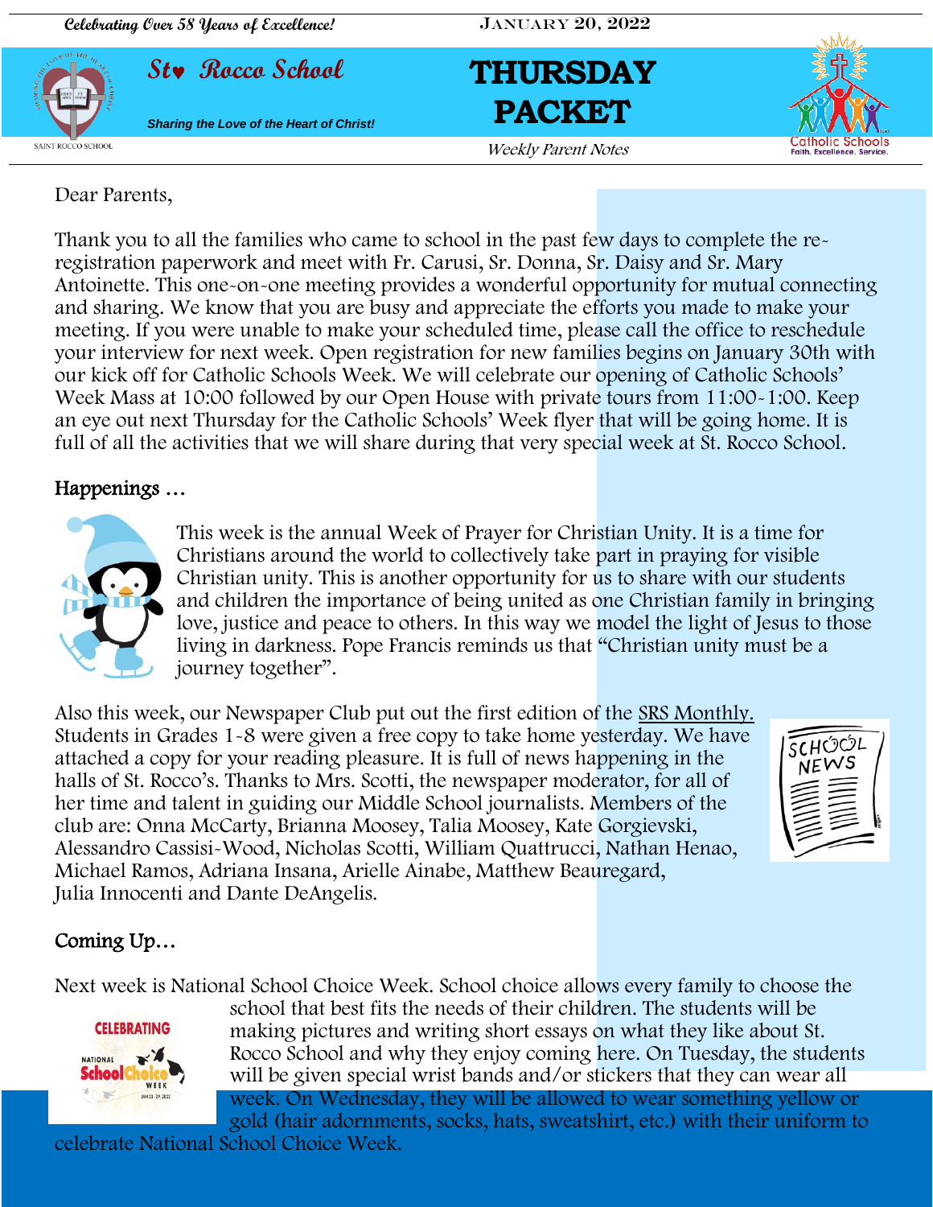Celebrating Over 58 Years of Excellence!

JANUARY 20, 2022

# St. Rocco School

*Sharing the Love of the Heart of Christ!*

# THURSDAY PACKET

*Weekly Parent Notes*

Dear Parents,

Thank you to all the families who came to school in the past few days to complete the re-registration paperwork and meet with Fr. Carusi, Sr. Donna, Sr. Daisy and Sr. Mary Antoinette. This one-on-one meeting provides a wonderful opportunity for mutual connecting and sharing. We know that you are busy and appreciate the efforts you made to make your meeting. If you were unable to make your scheduled time, please call the office to reschedule your interview for next week. Open registration for new families begins on January 30th with our kick off for Catholic Schools Week. We will celebrate our opening of Catholic Schools' Week Mass at 10:00 followed by our Open House with private tours from 11:00-1:00. Keep an eye out next Thursday for the Catholic Schools' Week flyer that will be going home. It is full of all the activities that we will share during that very special week at St. Rocco School.

## Happenings …

This week is the annual Week of Prayer for Christian Unity. It is a time for Christians around the world to collectively take part in praying for visible Christian unity. This is another opportunity for us to share with our students and children the importance of being united as one Christian family in bringing love, justice and peace to others. In this way we model the light of Jesus to those living in darkness. Pope Francis reminds us that "Christian unity must be a journey together".

Also this week, our Newspaper Club put out the first edition of the SRS Monthly. Students in Grades 1-8 were given a free copy to take home yesterday. We have attached a copy for your reading pleasure. It is full of news happening in the halls of St. Rocco's. Thanks to Mrs. Scotti, the newspaper moderator, for all of her time and talent in guiding our Middle School journalists. Members of the club are: Onna McCarty, Brianna Moosey, Talia Moosey, Kate Gorgievski, Alessandro Cassisi-Wood, Nicholas Scotti, William Quattrucci, Nathan Henao, Michael Ramos, Adriana Insana, Arielle Ainabe, Matthew Beauregard, Julia Innocenti and Dante DeAngelis.

## Coming Up…

Next week is National School Choice Week. School choice allows every family to choose the school that best fits the needs of their children. The students will be making pictures and writing short essays on what they like about St. Rocco School and why they enjoy coming here. On Tuesday, the students will be given special wrist bands and/or stickers that they can wear all week. On Wednesday, they will be allowed to wear something yellow or gold (hair adornments, socks, hats, sweatshirt, etc.) with their uniform to celebrate National School Choice Week.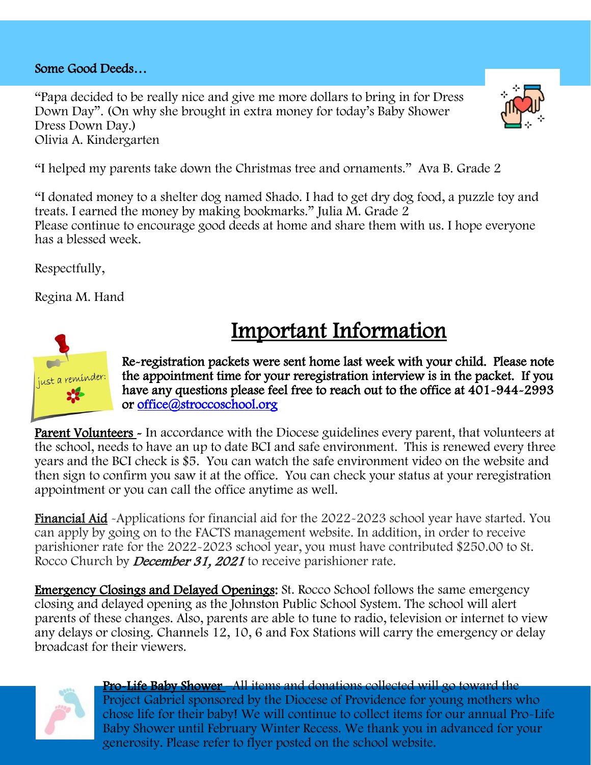Some Good Deeds…

"Papa decided to be really nice and give me more dollars to bring in for Dress Down Day". (On why she brought in extra money for today's Baby Shower Dress Down Day.)
Olivia A. Kindergarten

"I helped my parents take down the Christmas tree and ornaments." Ava B. Grade 2

"I donated money to a shelter dog named Shado. I had to get dry dog food, a puzzle toy and treats. I earned the money by making bookmarks." Julia M. Grade 2
Please continue to encourage good deeds at home and share them with us. I hope everyone has a blessed week.

Respectfully,

Regina M. Hand

# Important Information

just a reminder:

**Re-registration packets were sent home last week with your child. Please note the appointment time for your reregistration interview is in the packet. If you have any questions please feel free to reach out to the office at 401-944-2993 or office@stroccoschool.org**

**Parent Volunteers** - In accordance with the Diocese guidelines every parent, that volunteers at the school, needs to have an up to date BCI and safe environment. This is renewed every three years and the BCI check is $5. You can watch the safe environment video on the website and then sign to confirm you saw it at the office. You can check your status at your reregistration appointment or you can call the office anytime as well.

**Financial Aid** -Applications for financial aid for the 2022-2023 school year have started. You can apply by going on to the FACTS management website. In addition, in order to receive parishioner rate for the 2022-2023 school year, you must have contributed $250.00 to St. Rocco Church by ***December 31, 2021*** to receive parishioner rate.

**Emergency Closings and Delayed Openings:** St. Rocco School follows the same emergency closing and delayed opening as the Johnston Public School System. The school will alert parents of these changes. Also, parents are able to tune to radio, television or internet to view any delays or closing. Channels 12, 10, 6 and Fox Stations will carry the emergency or delay broadcast for their viewers.

**Pro-Life Baby Shower** - All items and donations collected will go toward the Project Gabriel sponsored by the Diocese of Providence for young mothers who chose life for their baby! We will continue to collect items for our annual Pro-Life Baby Shower until February Winter Recess. We thank you in advanced for your generosity. Please refer to flyer posted on the school website.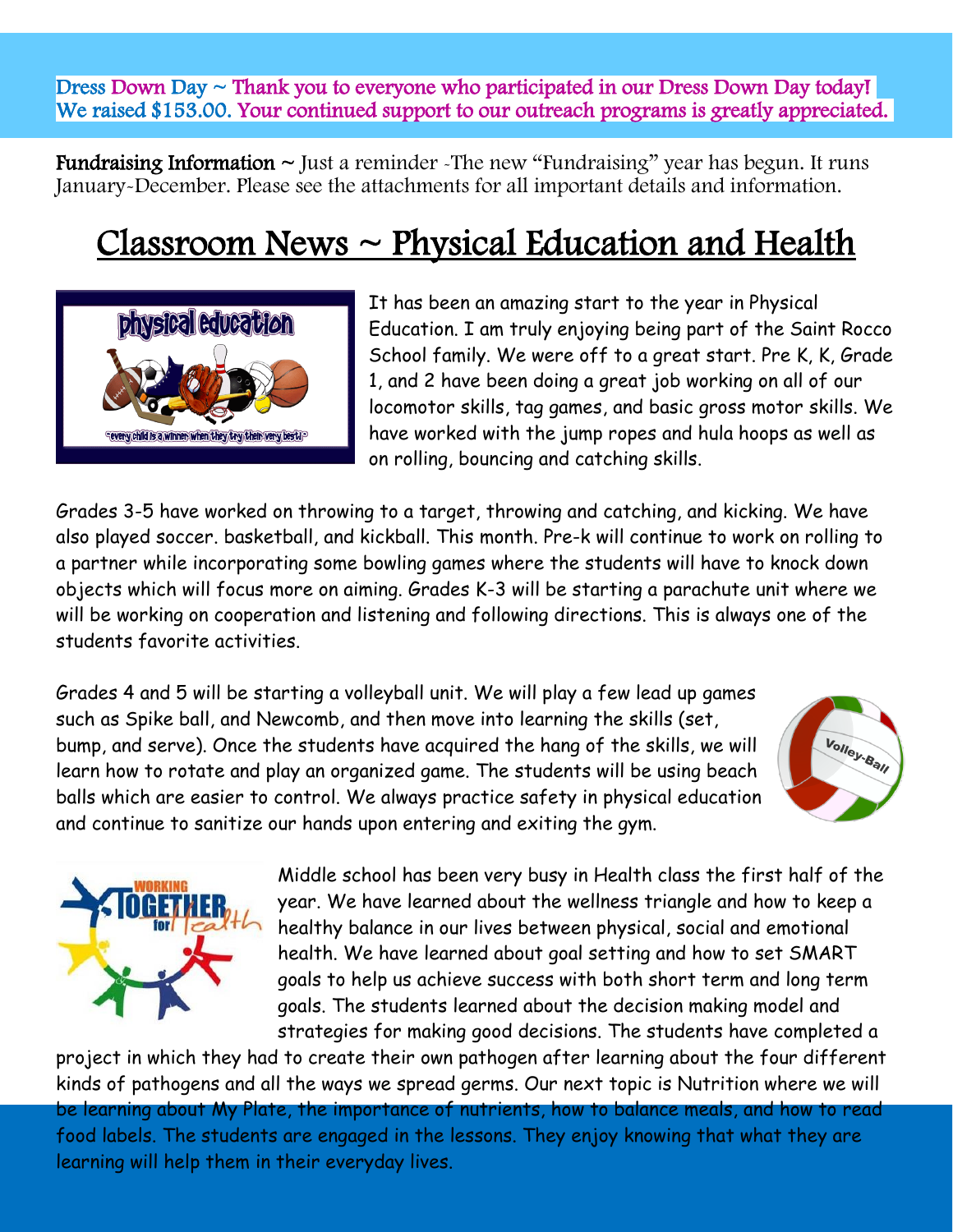Dress Down Day ~ Thank you to everyone who participated in our Dress Down Day today! We raised $153.00. Your continued support to our outreach programs is greatly appreciated.

**Fundraising Information** ~ Just a reminder -The new "Fundraising" year has begun. It runs January-December. Please see the attachments for all important details and information.

# Classroom News ~ Physical Education and Health

It has been an amazing start to the year in Physical Education. I am truly enjoying being part of the Saint Rocco School family. We were off to a great start. Pre K, K, Grade 1, and 2 have been doing a great job working on all of our locomotor skills, tag games, and basic gross motor skills. We have worked with the jump ropes and hula hoops as well as on rolling, bouncing and catching skills.

Grades 3-5 have worked on throwing to a target, throwing and catching, and kicking. We have also played soccer. basketball, and kickball. This month. Pre-k will continue to work on rolling to a partner while incorporating some bowling games where the students will have to knock down objects which will focus more on aiming. Grades K-3 will be starting a parachute unit where we will be working on cooperation and listening and following directions. This is always one of the students favorite activities.

Grades 4 and 5 will be starting a volleyball unit. We will play a few lead up games such as Spike ball, and Newcomb, and then move into learning the skills (set, bump, and serve). Once the students have acquired the hang of the skills, we will learn how to rotate and play an organized game. The students will be using beach balls which are easier to control. We always practice safety in physical education and continue to sanitize our hands upon entering and exiting the gym.

Middle school has been very busy in Health class the first half of the year. We have learned about the wellness triangle and how to keep a healthy balance in our lives between physical, social and emotional health. We have learned about goal setting and how to set SMART goals to help us achieve success with both short term and long term goals. The students learned about the decision making model and strategies for making good decisions. The students have completed a project in which they had to create their own pathogen after learning about the four different kinds of pathogens and all the ways we spread germs. Our next topic is Nutrition where we will be learning about My Plate, the importance of nutrients, how to balance meals, and how to read food labels. The students are engaged in the lessons. They enjoy knowing that what they are learning will help them in their everyday lives.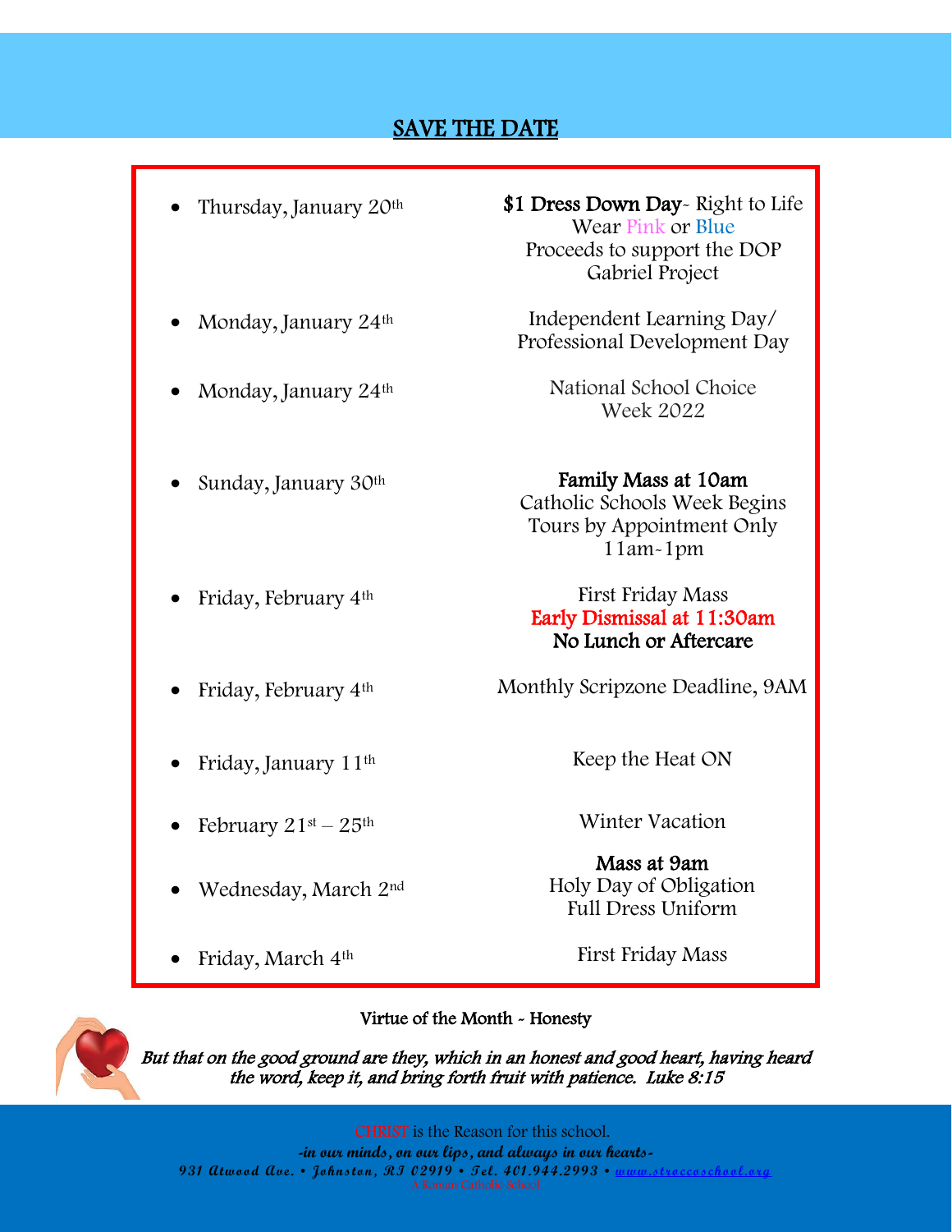# SAVE THE DATE

| | |
|---|---|
| Thursday, January 20th | **$1 Dress Down Day**- Right to Life<br>Wear Pink or Blue<br>Proceeds to support the DOP Gabriel Project |
| Monday, January 24th | Independent Learning Day/ Professional Development Day |
| Monday, January 24th | National School Choice Week 2022 |
| Sunday, January 30th | **Family Mass at 10am**<br>Catholic Schools Week Begins<br>Tours by Appointment Only<br>11am-1pm |
| Friday, February 4th | First Friday Mass<br>**Early Dismissal at 11:30am**<br>**No Lunch or Aftercare** |
| Friday, February 4th | Monthly Scripzone Deadline, 9AM |
| Friday, January 11th | Keep the Heat ON |
| February 21st – 25th | Winter Vacation |
| Wednesday, March 2nd | **Mass at 9am**<br>Holy Day of Obligation<br>Full Dress Uniform |
| Friday, March 4th | First Friday Mass |

**Virtue of the Month - Honesty**

***But that on the good ground are they, which in an honest and good heart, having heard the word, keep it, and bring forth fruit with patience. Luke 8:15***

CHRIST is the Reason for this school.

*-in our minds, on our lips, and always in our hearts-*

*931 Atwood Ave. • Johnston, RI 02919 • Tel. 401.944.2993 • www.stroccoschool.org*

A Roman Catholic School